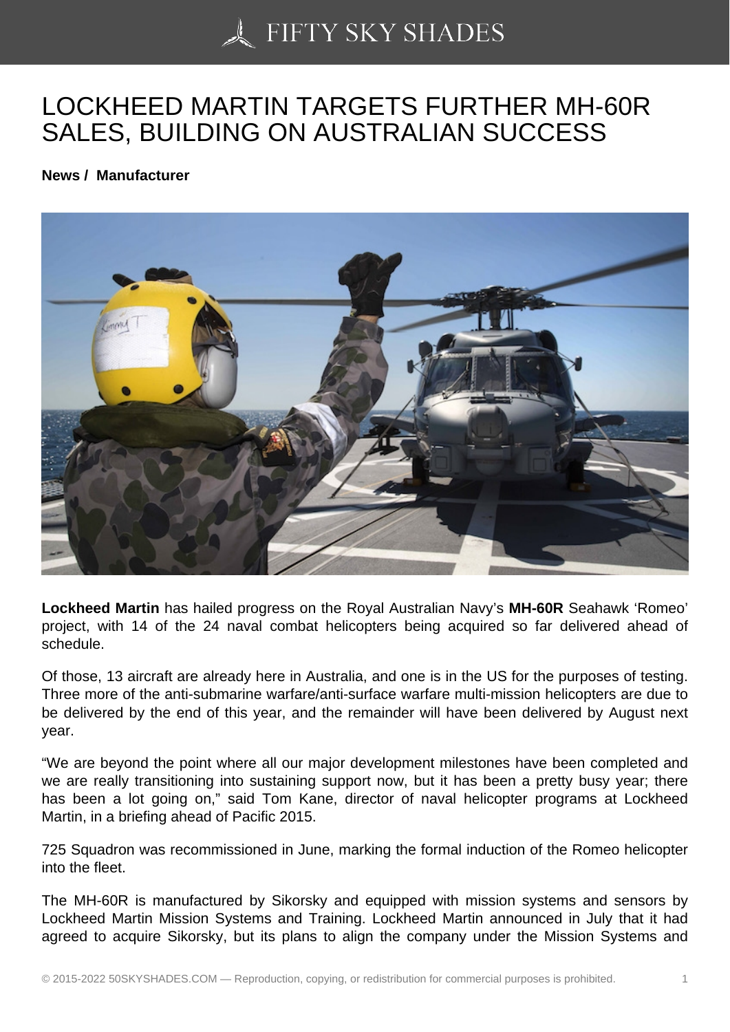# LOCKHEED MARTIN TARGETS FURTHER MH-60R SALES, BUILDING ON AUSTRALIAN SUCCESS

**News / Manufacturer**

**Lockheed Martin** has hailed progress on the Royal Australian Navy's **MH-60R** Seahawk 'Romeo' project, with 14 of the 24 naval combat helicopters being acquired so far delivered ahead of schedule.

Of those, 13 aircraft are already here in Australia, and one is in the US for the purposes of testing. Three more of the anti-submarine warfare/anti-surface warfare multi-mission helicopters are due to be delivered by the end of this year, and the remainder will have been delivered by August next year.

"We are beyond the point where all our major development milestones have been completed and we are really transitioning into sustaining support now, but it has been a pretty busy year; there has been a lot going on," said Tom Kane, director of naval helicopter programs at Lockheed Martin, in a briefing ahead of Pacific 2015.

725 Squadron was recommissioned in June, marking the formal induction of the Romeo helicopter into the fleet.

The MH-60R is manufactured by Sikorsky and equipped with mission systems and sensors by Lockheed Martin Mission Systems and Training. Lockheed Martin announced in July that it had agreed to acquire Sikorsky, but its plans to align the company under the Mission Systems and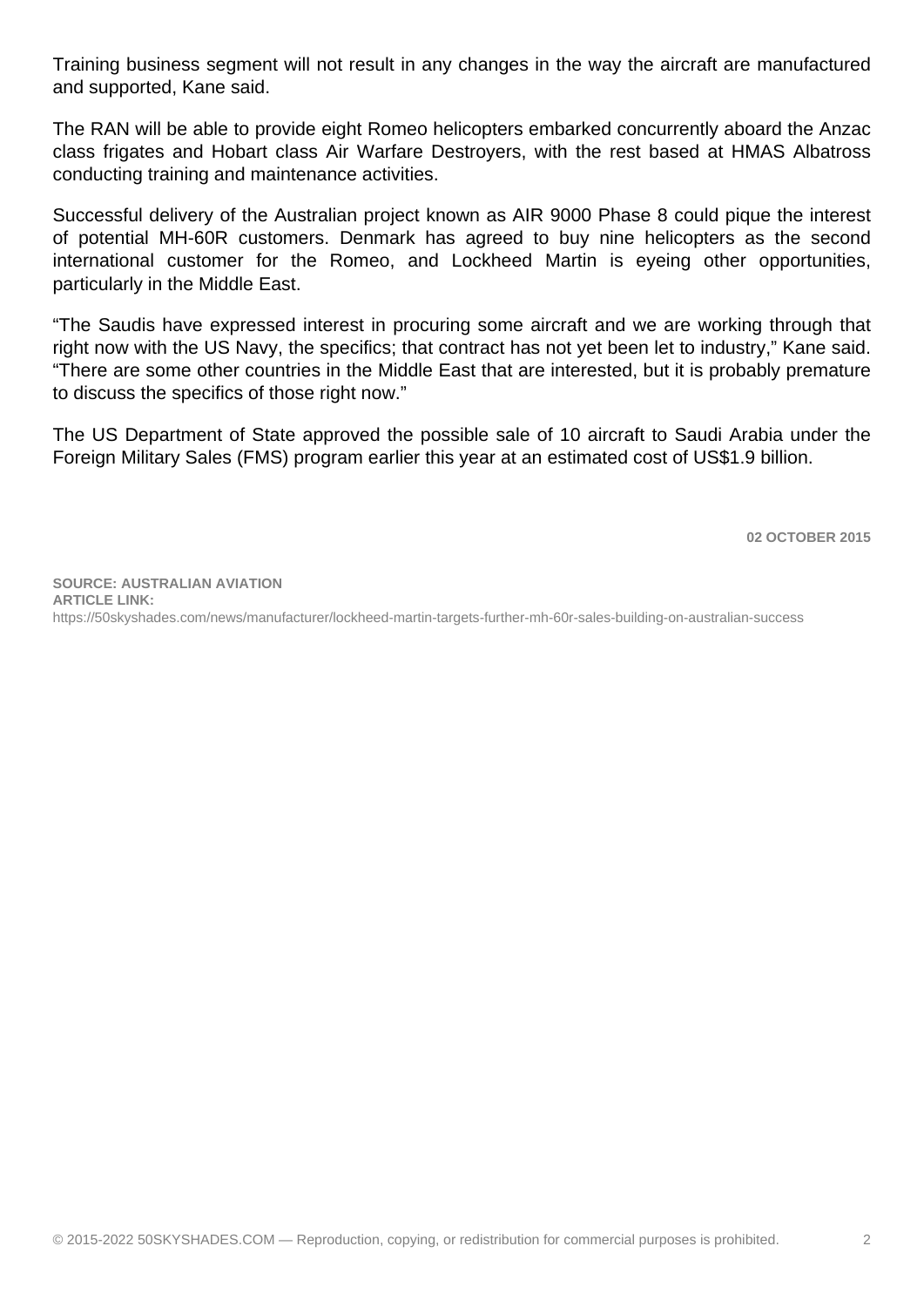Training business segment will not result in any changes in the way the aircraft are manufactured and supported, Kane said.

The RAN will be able to provide eight Romeo helicopters embarked concurrently aboard the Anzac class frigates and Hobart class Air Warfare Destroyers, with the rest based at HMAS Albatross conducting training and maintenance activities.

Successful delivery of the Australian project known as AIR 9000 Phase 8 could pique the interest of potential MH-60R customers. Denmark has agreed to buy nine helicopters as the second international customer for the Romeo, and Lockheed Martin is eyeing other opportunities, particularly in the Middle East.

“The Saudis have expressed interest in procuring some aircraft and we are working through that right now with the US Navy, the specifics; that contract has not yet been let to industry,” Kane said. “There are some other countries in the Middle East that are interested, but it is probably premature to discuss the specifics of those right now.”

The US Department of State approved the possible sale of 10 aircraft to Saudi Arabia under the Foreign Military Sales (FMS) program earlier this year at an estimated cost of US$1.9 billion.

**02 OCTOBER 2015**

**SOURCE: AUSTRALIAN AVIATION**
**ARTICLE LINK:**
https://50skyshades.com/news/manufacturer/lockheed-martin-targets-further-mh-60r-sales-building-on-australian-success